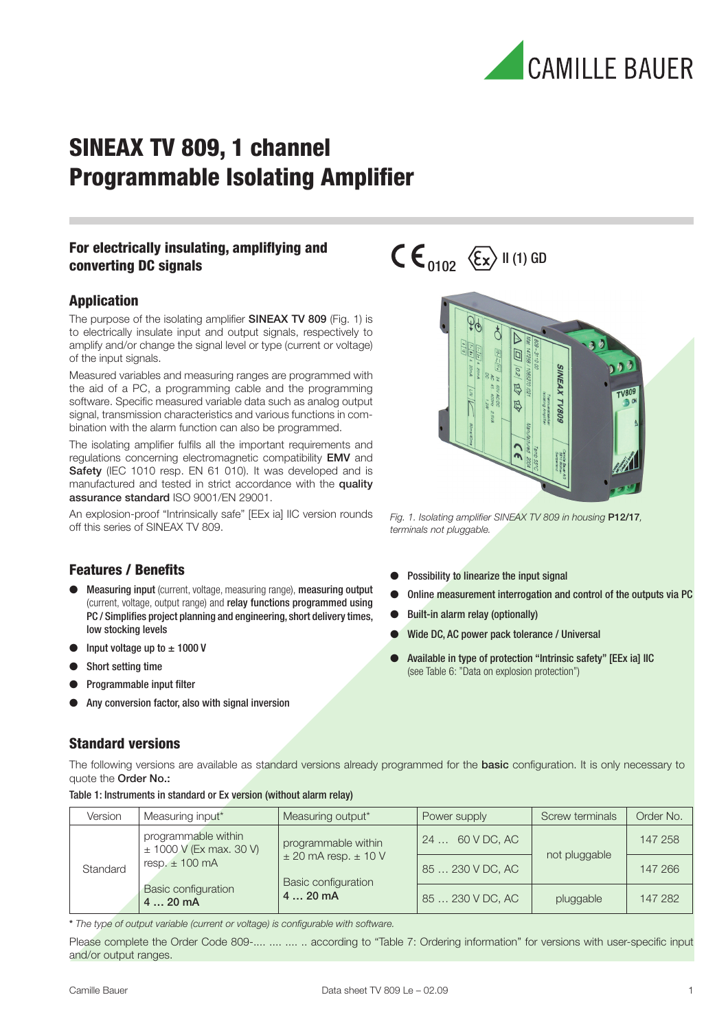# SINEAX TV 809, 1 channel
# Programmable Isolating Amplifier

## For electrically insulating, ampliflying and converting DC signals

CE 0102 ⟨Ex⟩ II (1) GD

## Application

The purpose of the isolating amplifier **SINEAX TV 809** (Fig. 1) is to electrically insulate input and output signals, respectively to amplify and/or change the signal level or type (current or voltage) of the input signals.

Measured variables and measuring ranges are programmed with the aid of a PC, a programming cable and the programming software. Specific measured variable data such as analog output signal, transmission characteristics and various functions in combination with the alarm function can also be programmed.

The isolating amplifier fulfils all the important requirements and regulations concerning electromagnetic compatibility **EMV** and **Safety** (IEC 1010 resp. EN 61 010). It was developed and is manufactured and tested in strict accordance with the **quality assurance standard** ISO 9001/EN 29001.

An explosion-proof "Intrinsically safe" [EEx ia] IIC version rounds off this series of SINEAX TV 809.

*Fig. 1. Isolating amplifier SINEAX TV 809 in housing* **P12/17**, *terminals not pluggable.*

## Features / Benefits

- **Measuring input** (current, voltage, measuring range), **measuring output** (current, voltage, output range) and **relay functions programmed using PC / Simplifies project planning and engineering, short delivery times, low stocking levels**
- **Input voltage up to ± 1000 V**
- **Short setting time**
- **Programmable input filter**
- **Any conversion factor, also with signal inversion**
- **Possibility to linearize the input signal**
- **Online measurement interrogation and control of the outputs via PC**
- **Built-in alarm relay (optionally)**
- **Wide DC, AC power pack tolerance / Universal**
- **Available in type of protection "Intrinsic safety" [EEx ia] IIC** (see Table 6: "Data on explosion protection")

## Standard versions

The following versions are available as standard versions already programmed for the **basic** configuration. It is only necessary to quote the **Order No.:**

**Table 1: Instruments in standard or Ex version (without alarm relay)**

| Version | Measuring input* | Measuring output* | Power supply | Screw terminals | Order No. |
|---|---|---|---|---|---|
| Standard | programmable within ± 1000 V (Ex max. 30 V) resp. ± 100 mA<br><br>Basic configuration **4 … 20 mA** | programmable within ± 20 mA resp. ± 10 V<br><br>Basic configuration **4 … 20 mA** | 24 … 60 V DC, AC | not pluggable | 147 258 |
| | | | 85 … 230 V DC, AC | not pluggable | 147 266 |
| | | | 85 … 230 V DC, AC | pluggable | 147 282 |

\* *The type of output variable (current or voltage) is configurable with software.*

Please complete the Order Code 809-.... .... .... .. according to "Table 7: Ordering information" for versions with user-specific input and/or output ranges.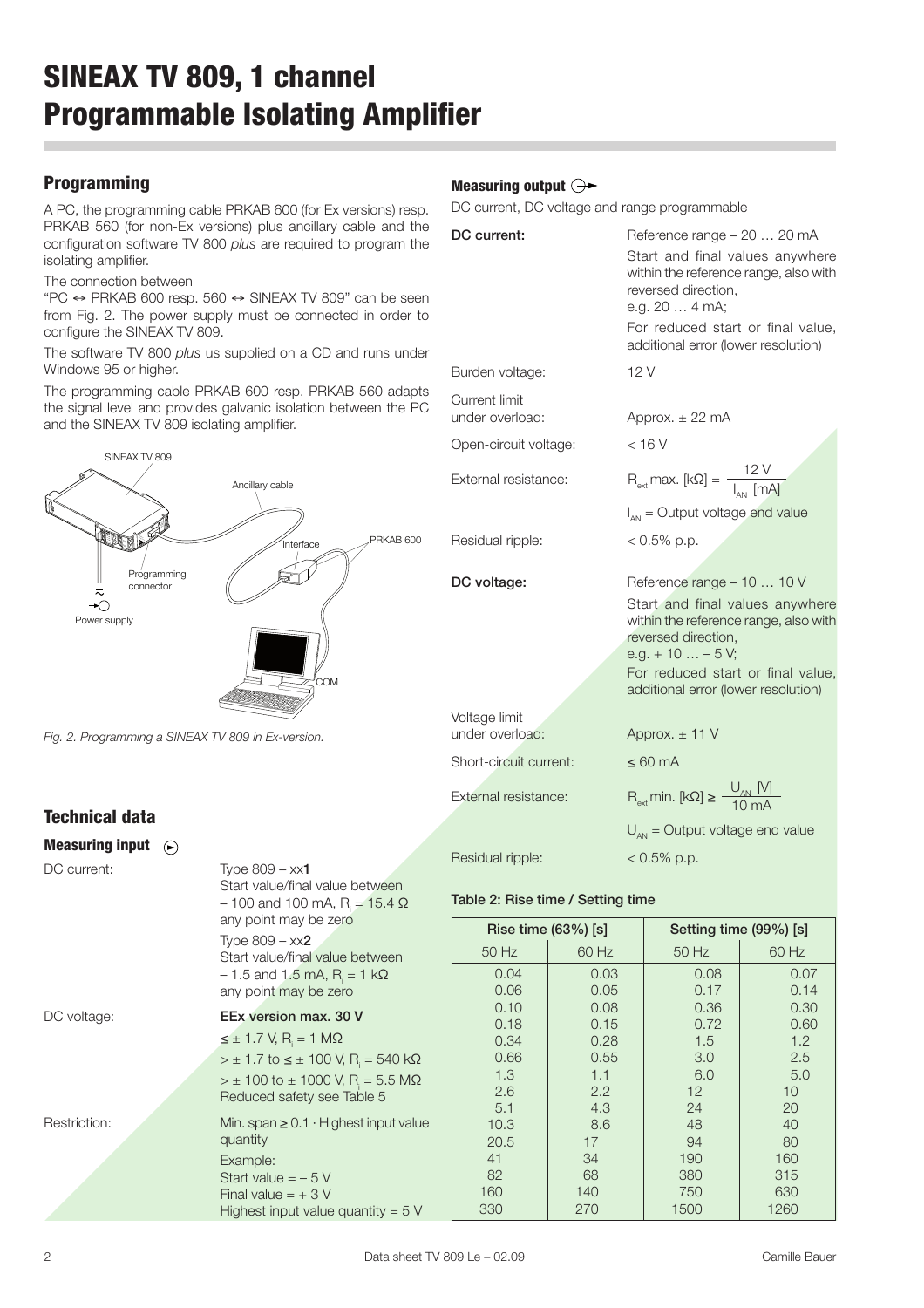# SINEAX TV 809, 1 channel Programmable Isolating Amplifier

## Programming

A PC, the programming cable PRKAB 600 (for Ex versions) resp. PRKAB 560 (for non-Ex versions) plus ancillary cable and the configuration software TV 800 *plus* are required to program the isolating amplifier.

The connection between "PC ↔ PRKAB 600 resp. 560 ↔ SINEAX TV 809" can be seen from Fig. 2. The power supply must be connected in order to configure the SINEAX TV 809.

The software TV 800 *plus* us supplied on a CD and runs under Windows 95 or higher.

The programming cable PRKAB 600 resp. PRKAB 560 adapts the signal level and provides galvanic isolation between the PC and the SINEAX TV 809 isolating amplifier.

SINEAX TV 809
Ancillary cable
Interface
PRKAB 600
Programming connector
Power supply
COM

*Fig. 2. Programming a SINEAX TV 809 in Ex-version.*

## Technical data

### Measuring input

| | |
|---|---|
| DC current: | Type 809 – xx**1** Start value/final value between – 100 and 100 mA, $R_i$ = 15.4 Ω any point may be zero |
| | Type 809 – xx**2** Start value/final value between – 1.5 and 1.5 mA, $R_i$ = 1 kΩ any point may be zero |
| DC voltage: | **EEx version max. 30 V** |
| | ≤ ± 1.7 V, $R_i$ = 1 MΩ |
| | > ± 1.7 to ≤ ± 100 V, $R_i$ = 540 kΩ |
| | > ± 100 to ± 1000 V, $R_i$ = 5.5 MΩ Reduced safety see Table 5 |
| Restriction: | Min. span ≥ 0.1 · Highest input value quantity |
| | Example: Start value = – 5 V Final value = + 3 V Highest input value quantity = 5 V |

### Measuring output

DC current, DC voltage and range programmable

| | |
|---|---|
| **DC current:** | Reference range – 20 … 20 mA |
| | Start and final values anywhere within the reference range, also with reversed direction, e.g. 20 … 4 mA; |
| | For reduced start or final value, additional error (lower resolution) |
| Burden voltage: | 12 V |
| Current limit under overload: | Approx. ± 22 mA |
| Open-circuit voltage: | < 16 V |
| External resistance: | $R_{ext}\,\text{max.}\,[\text{k}\Omega] = \dfrac{12\ \text{V}}{I_{AN}\ [\text{mA}]}$ |
| | $I_{AN}$ = Output voltage end value |
| Residual ripple: | < 0.5% p.p. |
| **DC voltage:** | Reference range – 10 … 10 V |
| | Start and final values anywhere within the reference range, also with reversed direction, e.g. + 10 … – 5 V; |
| | For reduced start or final value, additional error (lower resolution) |
| Voltage limit under overload: | Approx. ± 11 V |
| Short-circuit current: | ≤ 60 mA |
| External resistance: | $R_{ext}\,\text{min.}\,[\text{k}\Omega] \geq \dfrac{U_{AN}\ [\text{V}]}{10\ \text{mA}}$ |
| | $U_{AN}$ = Output voltage end value |
| Residual ripple: | < 0.5% p.p. |

Table 2: Rise time / Setting time

| Rise time (63%) [s] | | Setting time (99%) [s] | |
|---|---|---|---|
| 50 Hz | 60 Hz | 50 Hz | 60 Hz |
| 0.04 | 0.03 | 0.08 | 0.07 |
| 0.06 | 0.05 | 0.17 | 0.14 |
| 0.10 | 0.08 | 0.36 | 0.30 |
| 0.18 | 0.15 | 0.72 | 0.60 |
| 0.34 | 0.28 | 1.5 | 1.2 |
| 0.66 | 0.55 | 3.0 | 2.5 |
| 1.3 | 1.1 | 6.0 | 5.0 |
| 2.6 | 2.2 | 12 | 10 |
| 5.1 | 4.3 | 24 | 20 |
| 10.3 | 8.6 | 48 | 40 |
| 20.5 | 17 | 94 | 80 |
| 41 | 34 | 190 | 160 |
| 82 | 68 | 380 | 315 |
| 160 | 140 | 750 | 630 |
| 330 | 270 | 1500 | 1260 |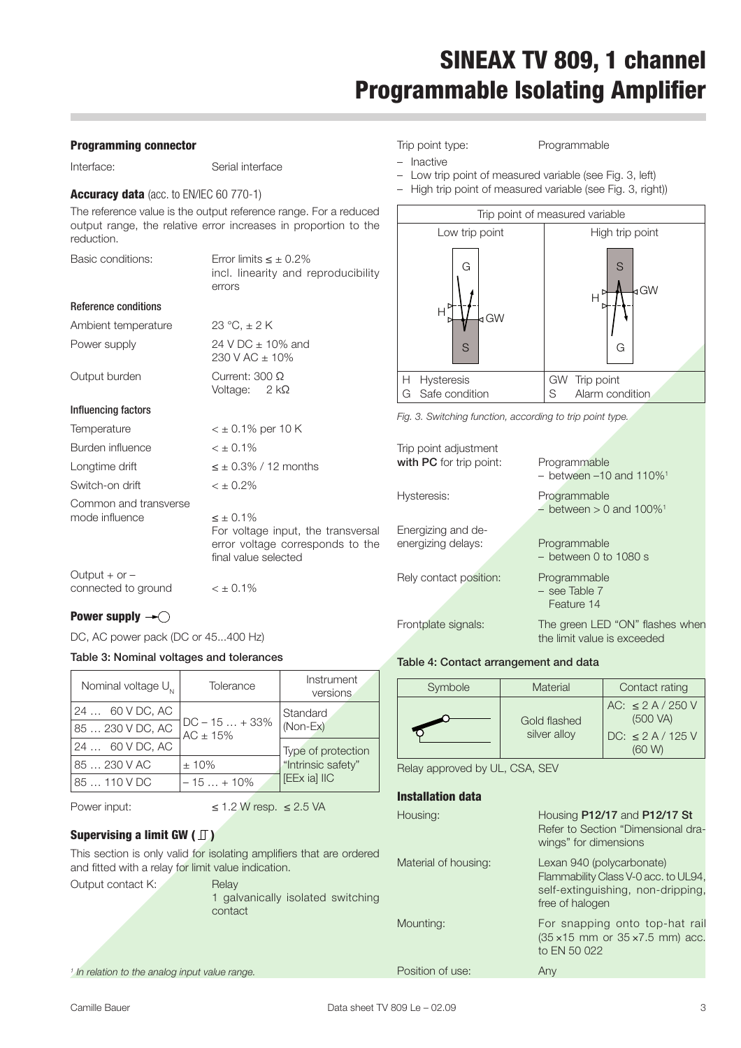# SINEAX TV 809, 1 channel Programmable Isolating Amplifier

**Programming connector**

Interface: Serial interface

**Accuracy data** (acc. to EN/IEC 60 770-1)

The reference value is the output reference range. For a reduced output range, the relative error increases in proportion to the reduction.

Basic conditions: Error limits ≤ ± 0.2% incl. linearity and reproducibility errors

**Reference conditions**

Ambient temperature: 23 °C, ± 2 K

Power supply: 24 V DC ± 10% and 230 V AC ± 10%

Output burden: Current: 300 Ω; Voltage: 2 kΩ

**Influencing factors**

Temperature: < ± 0.1% per 10 K

Burden influence: < ± 0.1%

Longtime drift: ≤ ± 0.3% / 12 months

Switch-on drift: < ± 0.2%

Common and transverse mode influence: ≤ ± 0.1%
For voltage input, the transversal error voltage corresponds to the final value selected

Output + or – connected to ground: < ± 0.1%

**Power supply**

DC, AC power pack (DC or 45...400 Hz)

**Table 3: Nominal voltages and tolerances**

| Nominal voltage $U_N$ | Tolerance | Instrument versions |
|---|---|---|
| 24 … 60 V DC, AC | DC – 15 … + 33% AC ± 15% | Standard (Non-Ex) |
| 85 … 230 V DC, AC | | |
| 24 … 60 V DC, AC | | Type of protection "Intrinsic safety" [EEx ia] IIC |
| 85 … 230 V AC | ± 10% | |
| 85 … 110 V DC | – 15 … + 10% | |

Power input: ≤ 1.2 W resp. ≤ 2.5 VA

**Supervising a limit GW**

This section is only valid for isolating amplifiers that are ordered and fitted with a relay for limit value indication.

Output contact K: Relay
1 galvanically isolated switching contact

Trip point type: Programmable
- Inactive
- Low trip point of measured variable (see Fig. 3, left)
- High trip point of measured variable (see Fig. 3, right))

Trip point of measured variable
Low trip point
High trip point
G
S
H
GW
S
G
H Hysteresis
G Safe condition
GW Trip point
S Alarm condition

*Fig. 3. Switching function, according to trip point type.*

Trip point adjustment **with PC** for trip point: Programmable
– between –10 and 110%[1]

Hysteresis: Programmable
– between > 0 and 100%[1]

Energizing and de-energizing delays: Programmable
– between 0 to 1080 s

Rely contact position: Programmable
– see Table 7 Feature 14

Frontplate signals: The green LED "ON" flashes when the limit value is exceeded

**Table 4: Contact arrangement and data**

| Symbole | Material | Contact rating |
|---|---|---|
| | Gold flashed silver alloy | AC: ≤ 2 A / 250 V (500 VA) DC: ≤ 2 A / 125 V (60 W) |

Relay approved by UL, CSA, SEV

**Installation data**

Housing: Housing **P12/17** and **P12/17 St**
Refer to Section "Dimensional drawings" for dimensions

Material of housing: Lexan 940 (polycarbonate) Flammability Class V-0 acc. to UL94, self-extinguishing, non-dripping, free of halogen

Mounting: For snapping onto top-hat rail (35 × 15 mm or 35 × 7.5 mm) acc. to EN 50 022

Position of use: Any

[1] *In relation to the analog input value range.*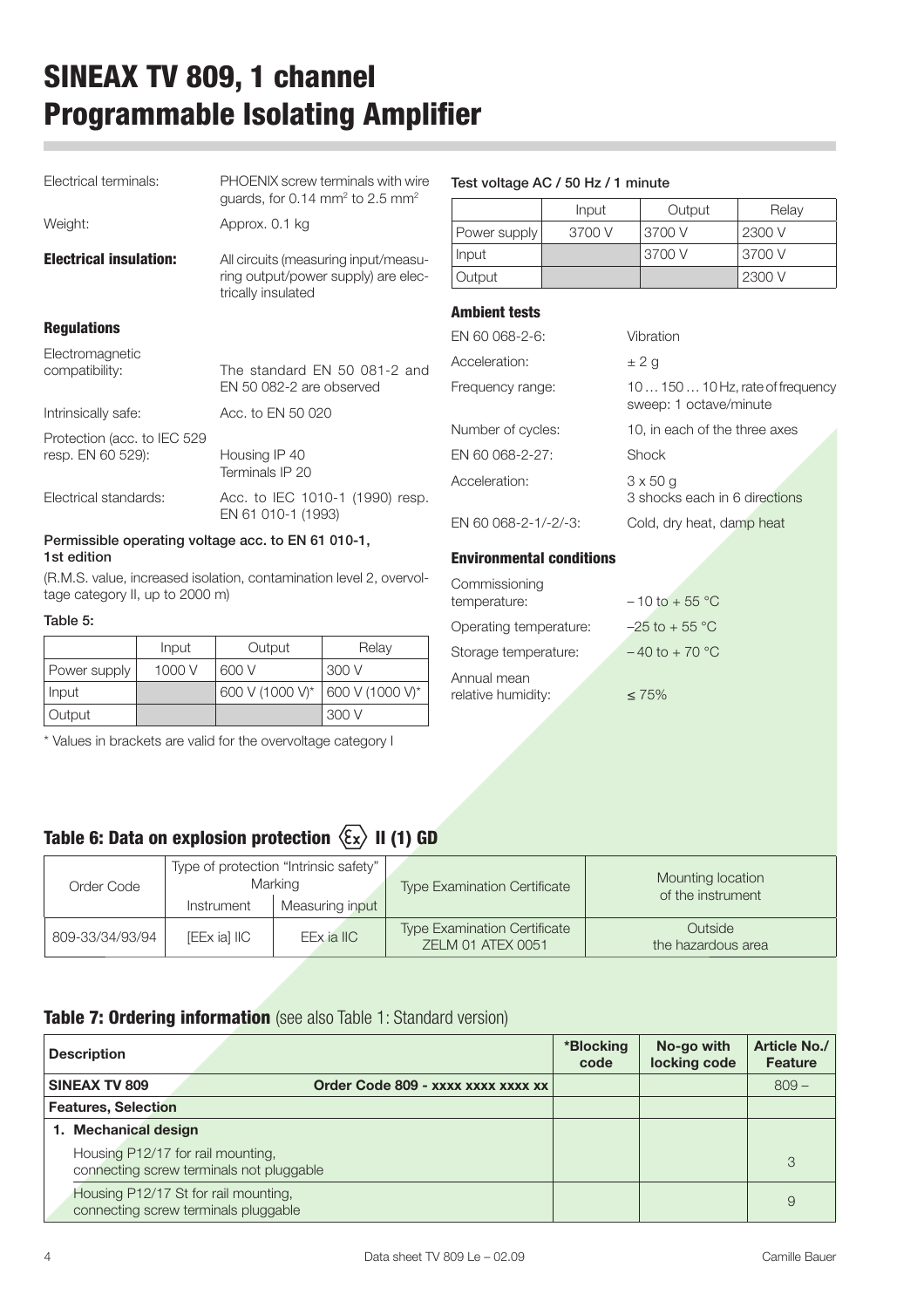# SINEAX TV 809, 1 channel Programmable Isolating Amplifier

Electrical terminals: PHOENIX screw terminals with wire guards, for 0.14 mm$^2$ to 2.5 mm$^2$

Weight: Approx. 0.1 kg

**Electrical insulation:** All circuits (measuring input/measuring output/power supply) are electrically insulated

### Regulations

Electromagnetic compatibility: The standard EN 50 081-2 and EN 50 082-2 are observed

Intrinsically safe: Acc. to EN 50 020

Protection (acc. to IEC 529 resp. EN 60 529): Housing IP 40, Terminals IP 20

Electrical standards: Acc. to IEC 1010-1 (1990) resp. EN 61 010-1 (1993)

**Permissible operating voltage acc. to EN 61 010-1, 1st edition**

(R.M.S. value, increased isolation, contamination level 2, overvoltage category II, up to 2000 m)

**Table 5:**

| | Input | Output | Relay |
|---|---|---|---|
| Power supply | 1000 V | 600 V | 300 V |
| Input | | 600 V (1000 V)* | 600 V (1000 V)* |
| Output | | | 300 V |

* Values in brackets are valid for the overvoltage category I

**Test voltage AC / 50 Hz / 1 minute**

| | Input | Output | Relay |
|---|---|---|---|
| Power supply | 3700 V | 3700 V | 2300 V |
| Input | | 3700 V | 3700 V |
| Output | | | 2300 V |

### Ambient tests

EN 60 068-2-6: Vibration

Acceleration: ± 2 g

Frequency range: 10 … 150 … 10 Hz, rate of frequency sweep: 1 octave/minute

Number of cycles: 10, in each of the three axes

EN 60 068-2-27: Shock

Acceleration: 3 x 50 g, 3 shocks each in 6 directions

EN 60 068-2-1/-2/-3: Cold, dry heat, damp heat

### Environmental conditions

Commissioning temperature: – 10 to + 55 °C

Operating temperature: –25 to + 55 °C

Storage temperature: – 40 to + 70 °C

Annual mean relative humidity: ≤ 75%

## Table 6: Data on explosion protection ⟨Ex⟩ II (1) GD

| Order Code | Type of protection "Intrinsic safety" Marking | | Type Examination Certificate | Mounting location of the instrument |
|---|---|---|---|---|
| | Instrument | Measuring input | | |
| 809-33/34/93/94 | [EEx ia] IIC | EEx ia IIC | Type Examination Certificate ZELM 01 ATEX 0051 | Outside the hazardous area |

## Table 7: Ordering information (see also Table 1: Standard version)

| Description | *Blocking code | No-go with locking code | Article No./ Feature |
|---|---|---|---|
| **SINEAX TV 809** **Order Code 809 - xxxx xxxx xxxx xx** | | | 809 – |
| **Features, Selection** | | | |
| **1. Mechanical design** | | | |
| Housing P12/17 for rail mounting, connecting screw terminals not pluggable | | | 3 |
| Housing P12/17 St for rail mounting, connecting screw terminals pluggable | | | 9 |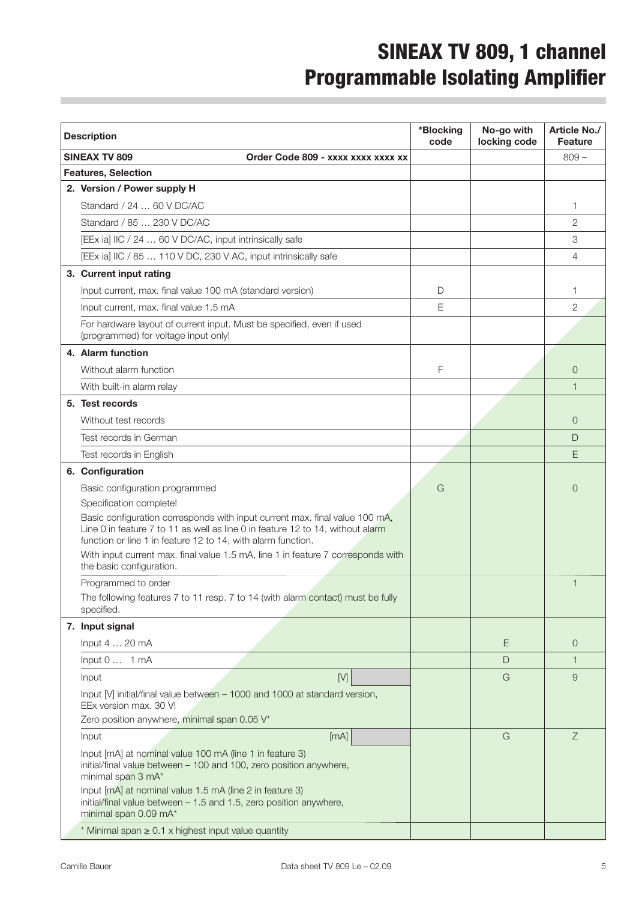# SINEAX TV 809, 1 channel
# Programmable Isolating Amplifier

| Description | *Blocking code | No-go with locking code | Article No./ Feature |
|---|---|---|---|
| **SINEAX TV 809** **Order Code 809 - xxxx xxxx xxxx xx** | | | 809 – |
| **Features, Selection** | | | |
| **2. Version / Power supply H** | | | |
| Standard / 24 … 60 V DC/AC | | | 1 |
| Standard / 85 … 230 V DC/AC | | | 2 |
| [EEx ia] IIC / 24 … 60 V DC/AC, input intrinsically safe | | | 3 |
| [EEx ia] IIC / 85 … 110 V DC, 230 V AC, input intrinsically safe | | | 4 |
| **3. Current input rating** | | | |
| Input current, max. final value 100 mA (standard version) | D | | 1 |
| Input current, max. final value 1.5 mA | E | | 2 |
| For hardware layout of current input. Must be specified, even if used (programmed) for voltage input only! | | | |
| **4. Alarm function** | | | |
| Without alarm function | F | | 0 |
| With built-in alarm relay | | | 1 |
| **5. Test records** | | | |
| Without test records | | | 0 |
| Test records in German | | | D |
| Test records in English | | | E |
| **6. Configuration** | | | |
| Basic configuration programmed<br>Specification complete!<br>Basic configuration corresponds with input current max. final value 100 mA, Line 0 in feature 7 to 11 as well as line 0 in feature 12 to 14, without alarm function or line 1 in feature 12 to 14, with alarm function.<br>With input current max. final value 1.5 mA, line 1 in feature 7 corresponds with the basic configuration. | G | | 0 |
| Programmed to order<br>The following features 7 to 11 resp. 7 to 14 (with alarm contact) must be fully specified. | | | 1 |
| **7. Input signal** | | | |
| Input 4 … 20 mA | | E | 0 |
| Input 0 … 1 mA | | D | 1 |
| Input [V] | | G | 9 |
| Input [V] initial/final value between – 1000 and 1000 at standard version, EEx version max. 30 V!<br>Zero position anywhere, minimal span 0.05 V* | | | |
| Input [mA] | | G | Z |
| Input [mA] at nominal value 100 mA (line 1 in feature 3) initial/final value between – 100 and 100, zero position anywhere, minimal span 3 mA*<br>Input [mA] at nominal value 1.5 mA (line 2 in feature 3) initial/final value between – 1.5 and 1.5, zero position anywhere, minimal span 0.09 mA* | | | |
| * Minimal span ≥ 0.1 x highest input value quantity | | | |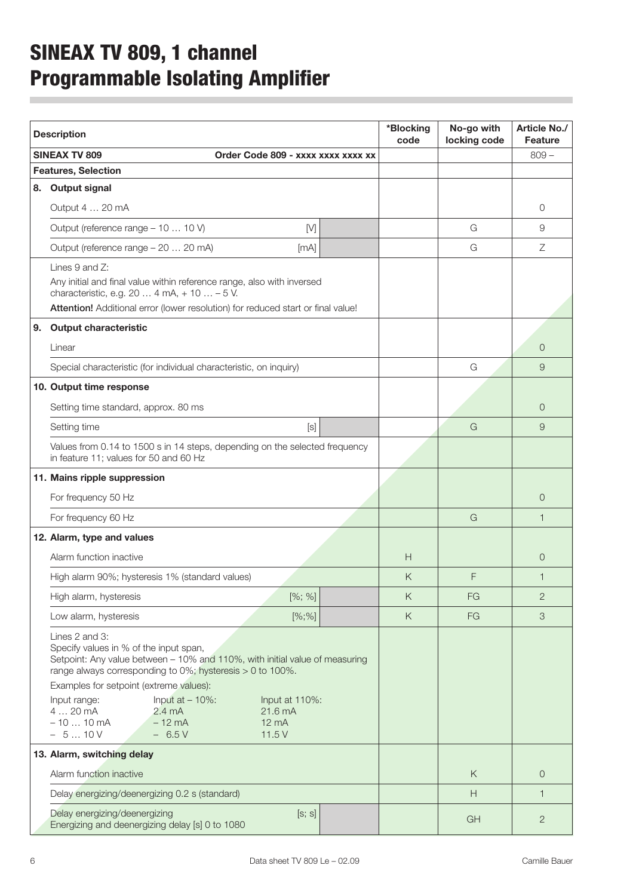# SINEAX TV 809, 1 channel Programmable Isolating Amplifier

| Description | | | *Blocking code | No-go with locking code | Article No./ Feature |
|---|---|---|---|---|---|
| **SINEAX TV 809** | **Order Code 809 - xxxx xxxx xxxx xx** | | | | 809 – |
| **Features, Selection** | | | | | |
| **8. Output signal** | | | | | |
| Output 4 … 20 mA | | | | | 0 |
| Output (reference range – 10 … 10 V) | [V] | | | G | 9 |
| Output (reference range – 20 … 20 mA) | [mA] | | | G | Z |
| Lines 9 and Z: Any initial and final value within reference range, also with inversed characteristic, e.g. 20 … 4 mA, + 10 … – 5 V. **Attention!** Additional error (lower resolution) for reduced start or final value! | | | | | |
| **9. Output characteristic** | | | | | |
| Linear | | | | | 0 |
| Special characteristic (for individual characteristic, on inquiry) | | | | G | 9 |
| **10. Output time response** | | | | | |
| Setting time standard, approx. 80 ms | | | | | 0 |
| Setting time | [s] | | | G | 9 |
| Values from 0.14 to 1500 s in 14 steps, depending on the selected frequency in feature 11; values for 50 and 60 Hz | | | | | |
| **11. Mains ripple suppression** | | | | | |
| For frequency 50 Hz | | | | | 0 |
| For frequency 60 Hz | | | | G | 1 |
| **12. Alarm, type and values** | | | | | |
| Alarm function inactive | | | H | | 0 |
| High alarm 90%; hysteresis 1% (standard values) | | | K | F | 1 |
| High alarm, hysteresis | [%; %] | | K | FG | 2 |
| Low alarm, hysteresis | [%;%] | | K | FG | 3 |
| Lines 2 and 3: Specify values in % of the input span, Setpoint: Any value between – 10% and 110%, with initial value of measuring range always corresponding to 0%; hysteresis > 0 to 100%. Examples for setpoint (extreme values): Input range: 4 … 20 mA / – 10 … 10 mA / – 5 … 10 V; Input at – 10%: 2.4 mA / – 12 mA / – 6.5 V; Input at 110%: 21.6 mA / 12 mA / 11.5 V | | | | | |
| **13. Alarm, switching delay** | | | | | |
| Alarm function inactive | | | | K | 0 |
| Delay energizing/deenergizing 0.2 s (standard) | | | | H | 1 |
| Delay energizing/deenergizing Energizing and deenergizing delay [s] 0 to 1080 | [s; s] | | | GH | 2 |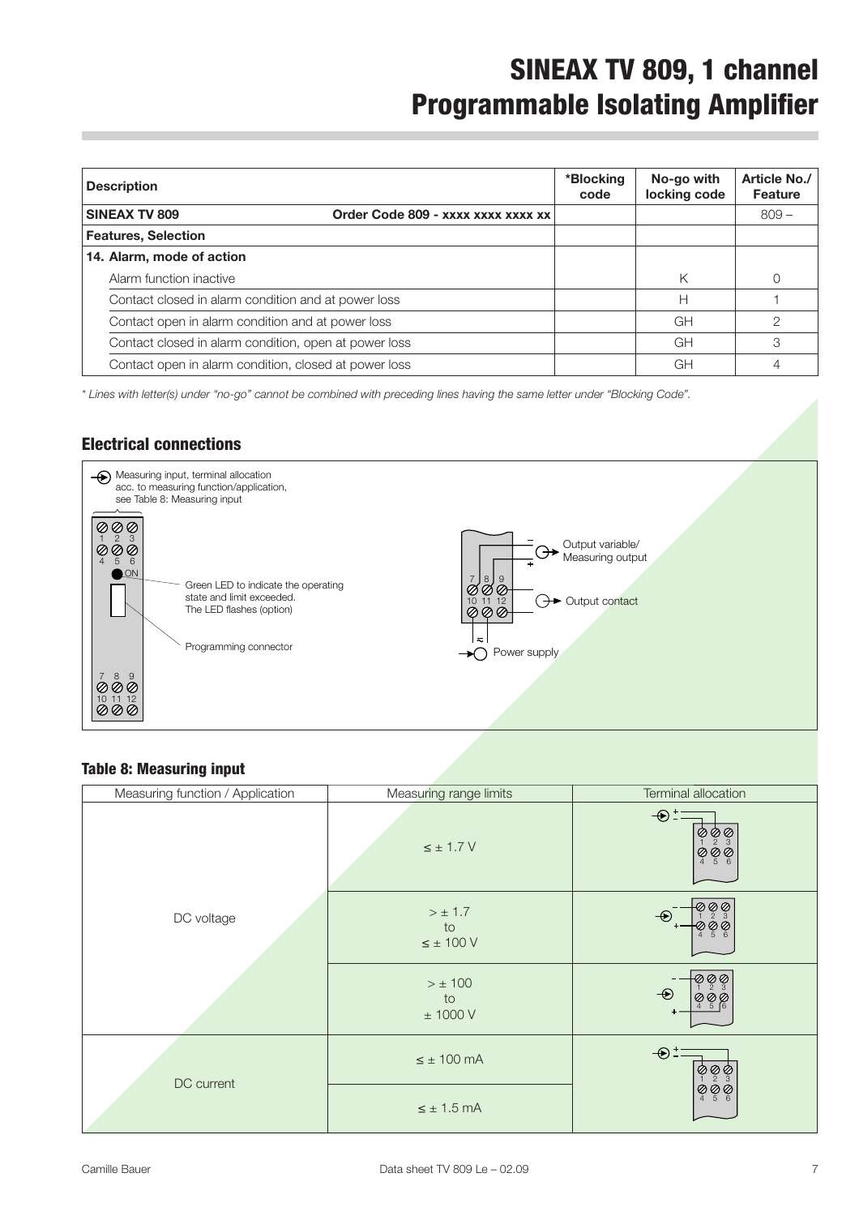# SINEAX TV 809, 1 channel
# Programmable Isolating Amplifier

| Description | | *Blocking code | No-go with locking code | Article No./ Feature |
|---|---|---|---|---|
| **SINEAX TV 809** | **Order Code 809 - xxxx xxxx xxxx xx** | | | 809 – |
| **Features, Selection** | | | | |
| **14. Alarm, mode of action** | | | | |
| Alarm function inactive | | | K | 0 |
| Contact closed in alarm condition and at power loss | | | H | 1 |
| Contact open in alarm condition and at power loss | | | GH | 2 |
| Contact closed in alarm condition, open at power loss | | | GH | 3 |
| Contact open in alarm condition, closed at power loss | | | GH | 4 |

*\* Lines with letter(s) under “no-go” cannot be combined with preceding lines having the same letter under “Blocking Code”.*

## Electrical connections

Measuring input, terminal allocation acc. to measuring function/application, see Table 8: Measuring input

1 2 3
4 5 6
ON
Green LED to indicate the operating state and limit exceeded. The LED flashes (option)

Programming connector

7 8 9
10 11 12

Output variable/ Measuring output

Output contact

Power supply

### Table 8: Measuring input

| Measuring function / Application | Measuring range limits | Terminal allocation |
|---|---|---|
| DC voltage | ≤ ± 1.7 V | |
| | > ± 1.7 to ≤ ± 100 V | |
| | > ± 100 to ± 1000 V | |
| DC current | ≤ ± 100 mA | |
| | ≤ ± 1.5 mA | |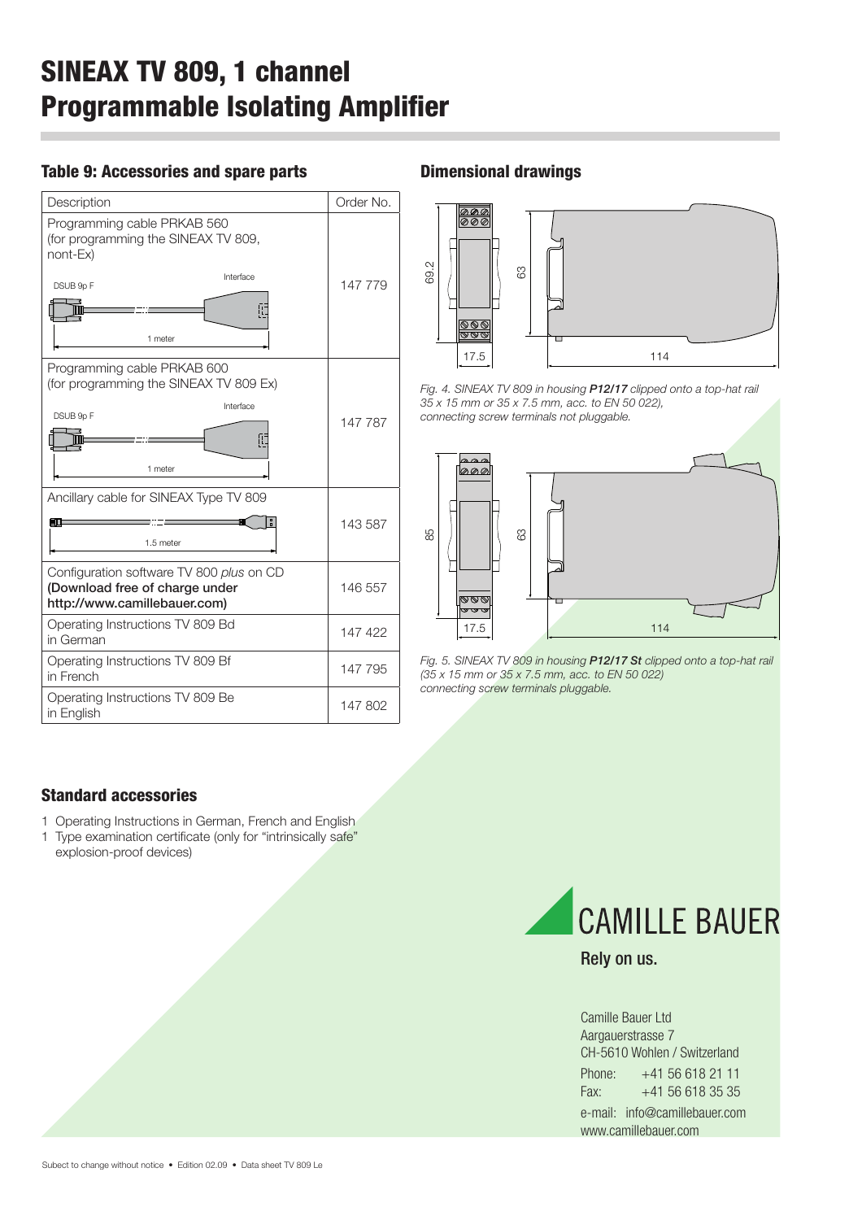# SINEAX TV 809, 1 channel
# Programmable Isolating Amplifier

## Table 9: Accessories and spare parts

| Description | Order No. |
|---|---|
| Programming cable PRKAB 560 (for programming the SINEAX TV 809, nont-Ex) DSUB 9p F — Interface — 1 meter | 147 779 |
| Programming cable PRKAB 600 (for programming the SINEAX TV 809 Ex) DSUB 9p F — Interface — 1 meter | 147 787 |
| Ancillary cable for SINEAX Type TV 809 — 1.5 meter | 143 587 |
| Configuration software TV 800 *plus* on CD **(Download free of charge under http://www.camillebauer.com)** | 146 557 |
| Operating Instructions TV 809 Bd in German | 147 422 |
| Operating Instructions TV 809 Bf in French | 147 795 |
| Operating Instructions TV 809 Be in English | 147 802 |

## Dimensional drawings

69.2
63
17.5
114

*Fig. 4. SINEAX TV 809 in housing **P12/17** clipped onto a top-hat rail 35 x 15 mm or 35 x 7.5 mm, acc. to EN 50 022), connecting screw terminals not pluggable.*

85
63
17.5
114

*Fig. 5. SINEAX TV 809 in housing **P12/17 St** clipped onto a top-hat rail (35 x 15 mm or 35 x 7.5 mm, acc. to EN 50 022) connecting screw terminals pluggable.*

## Standard accessories

1 Operating Instructions in German, French and English
1 Type examination certificate (only for "intrinsically safe" explosion-proof devices)

CAMILLE BAUER

Rely on us.

Camille Bauer Ltd
Aargauerstrasse 7
CH-5610 Wohlen / Switzerland
Phone: +41 56 618 21 11
Fax: +41 56 618 35 35
e-mail: info@camillebauer.com
www.camillebauer.com

Subect to change without notice • Edition 02.09 • Data sheet TV 809 Le